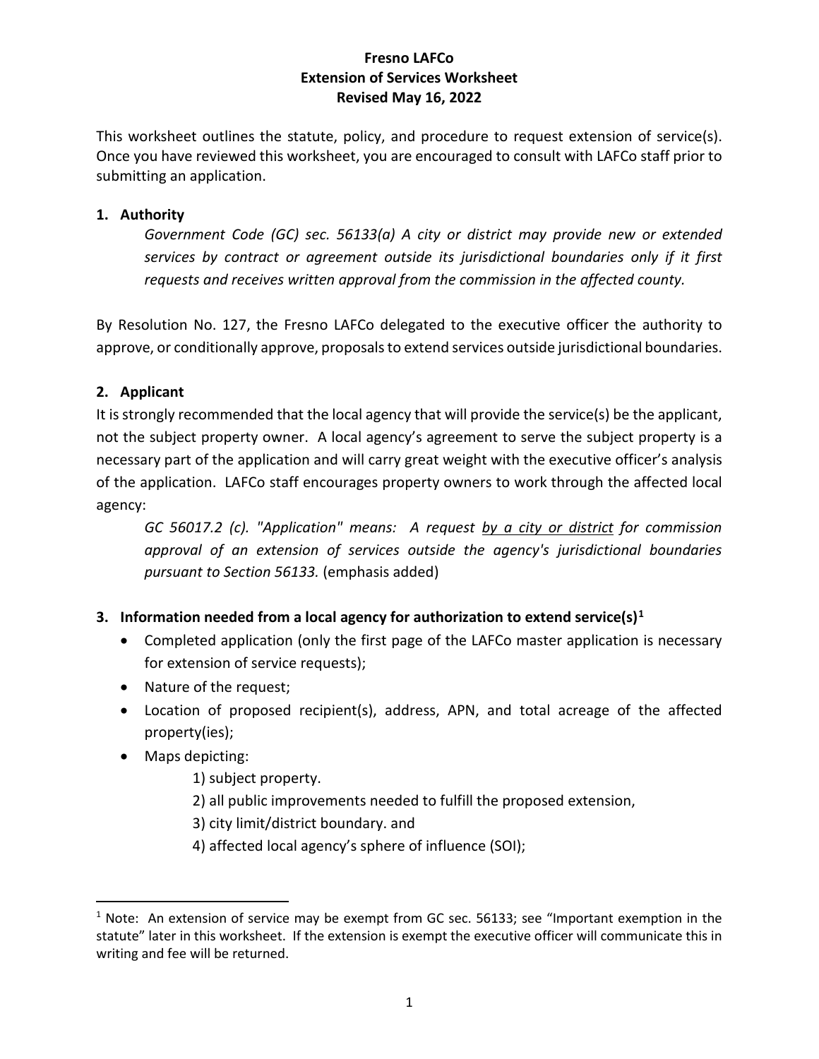**Fresno LAFCo**
**Extension of Services Worksheet**
**Revised May 16, 2022**

This worksheet outlines the statute, policy, and procedure to request extension of service(s). Once you have reviewed this worksheet, you are encouraged to consult with LAFCo staff prior to submitting an application.

## 1. Authority

*Government Code (GC) sec. 56133(a) A city or district may provide new or extended services by contract or agreement outside its jurisdictional boundaries only if it first requests and receives written approval from the commission in the affected county.*

By Resolution No. 127, the Fresno LAFCo delegated to the executive officer the authority to approve, or conditionally approve, proposals to extend services outside jurisdictional boundaries.

## 2. Applicant

It is strongly recommended that the local agency that will provide the service(s) be the applicant, not the subject property owner. A local agency's agreement to serve the subject property is a necessary part of the application and will carry great weight with the executive officer's analysis of the application. LAFCo staff encourages property owners to work through the affected local agency:

*GC 56017.2 (c). "Application" means: A request <u>by a city or district</u> for commission approval of an extension of services outside the agency's jurisdictional boundaries pursuant to Section 56133.* (emphasis added)

## 3. Information needed from a local agency for authorization to extend service(s)[1]

- Completed application (only the first page of the LAFCo master application is necessary for extension of service requests);
- Nature of the request;
- Location of proposed recipient(s), address, APN, and total acreage of the affected property(ies);
- Maps depicting:
  1) subject property.
  2) all public improvements needed to fulfill the proposed extension,
  3) city limit/district boundary. and
  4) affected local agency's sphere of influence (SOI);

[1] Note: An extension of service may be exempt from GC sec. 56133; see "Important exemption in the statute" later in this worksheet. If the extension is exempt the executive officer will communicate this in writing and fee will be returned.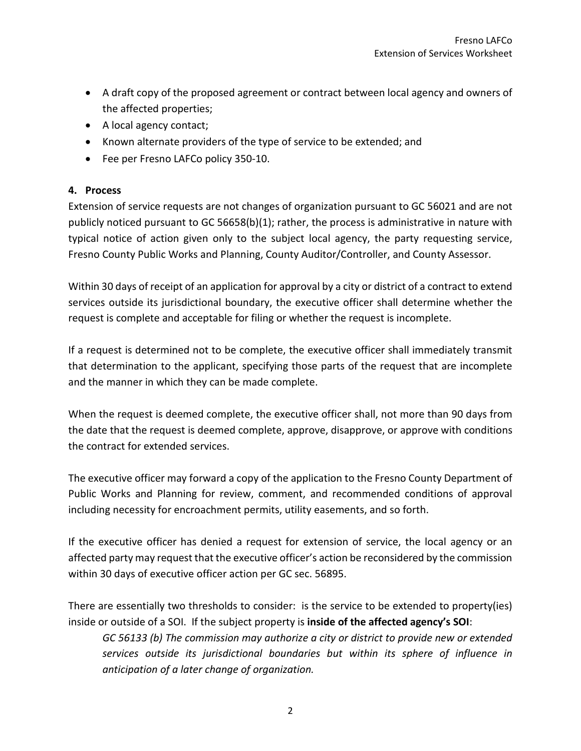- A draft copy of the proposed agreement or contract between local agency and owners of the affected properties;
- A local agency contact;
- Known alternate providers of the type of service to be extended; and
- Fee per Fresno LAFCo policy 350-10.

**4. Process**

Extension of service requests are not changes of organization pursuant to GC 56021 and are not publicly noticed pursuant to GC 56658(b)(1); rather, the process is administrative in nature with typical notice of action given only to the subject local agency, the party requesting service, Fresno County Public Works and Planning, County Auditor/Controller, and County Assessor.

Within 30 days of receipt of an application for approval by a city or district of a contract to extend services outside its jurisdictional boundary, the executive officer shall determine whether the request is complete and acceptable for filing or whether the request is incomplete.

If a request is determined not to be complete, the executive officer shall immediately transmit that determination to the applicant, specifying those parts of the request that are incomplete and the manner in which they can be made complete.

When the request is deemed complete, the executive officer shall, not more than 90 days from the date that the request is deemed complete, approve, disapprove, or approve with conditions the contract for extended services.

The executive officer may forward a copy of the application to the Fresno County Department of Public Works and Planning for review, comment, and recommended conditions of approval including necessity for encroachment permits, utility easements, and so forth.

If the executive officer has denied a request for extension of service, the local agency or an affected party may request that the executive officer's action be reconsidered by the commission within 30 days of executive officer action per GC sec. 56895.

There are essentially two thresholds to consider: is the service to be extended to property(ies) inside or outside of a SOI. If the subject property is **inside of the affected agency's SOI**:

> *GC 56133 (b) The commission may authorize a city or district to provide new or extended services outside its jurisdictional boundaries but within its sphere of influence in anticipation of a later change of organization.*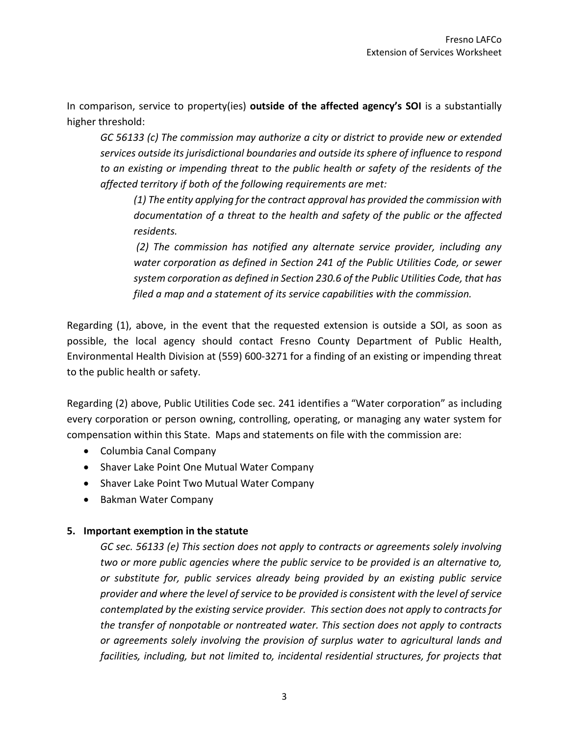In comparison, service to property(ies) **outside of the affected agency's SOI** is a substantially higher threshold:

> *GC 56133 (c) The commission may authorize a city or district to provide new or extended services outside its jurisdictional boundaries and outside its sphere of influence to respond to an existing or impending threat to the public health or safety of the residents of the affected territory if both of the following requirements are met:*
>
> > *(1) The entity applying for the contract approval has provided the commission with documentation of a threat to the health and safety of the public or the affected residents.*
> >
> > *(2) The commission has notified any alternate service provider, including any water corporation as defined in Section 241 of the Public Utilities Code, or sewer system corporation as defined in Section 230.6 of the Public Utilities Code, that has filed a map and a statement of its service capabilities with the commission.*

Regarding (1), above, in the event that the requested extension is outside a SOI, as soon as possible, the local agency should contact Fresno County Department of Public Health, Environmental Health Division at (559) 600-3271 for a finding of an existing or impending threat to the public health or safety.

Regarding (2) above, Public Utilities Code sec. 241 identifies a "Water corporation" as including every corporation or person owning, controlling, operating, or managing any water system for compensation within this State. Maps and statements on file with the commission are:

- Columbia Canal Company
- Shaver Lake Point One Mutual Water Company
- Shaver Lake Point Two Mutual Water Company
- Bakman Water Company

## 5. Important exemption in the statute

> *GC sec. 56133 (e) This section does not apply to contracts or agreements solely involving two or more public agencies where the public service to be provided is an alternative to, or substitute for, public services already being provided by an existing public service provider and where the level of service to be provided is consistent with the level of service contemplated by the existing service provider. This section does not apply to contracts for the transfer of nonpotable or nontreated water. This section does not apply to contracts or agreements solely involving the provision of surplus water to agricultural lands and facilities, including, but not limited to, incidental residential structures, for projects that*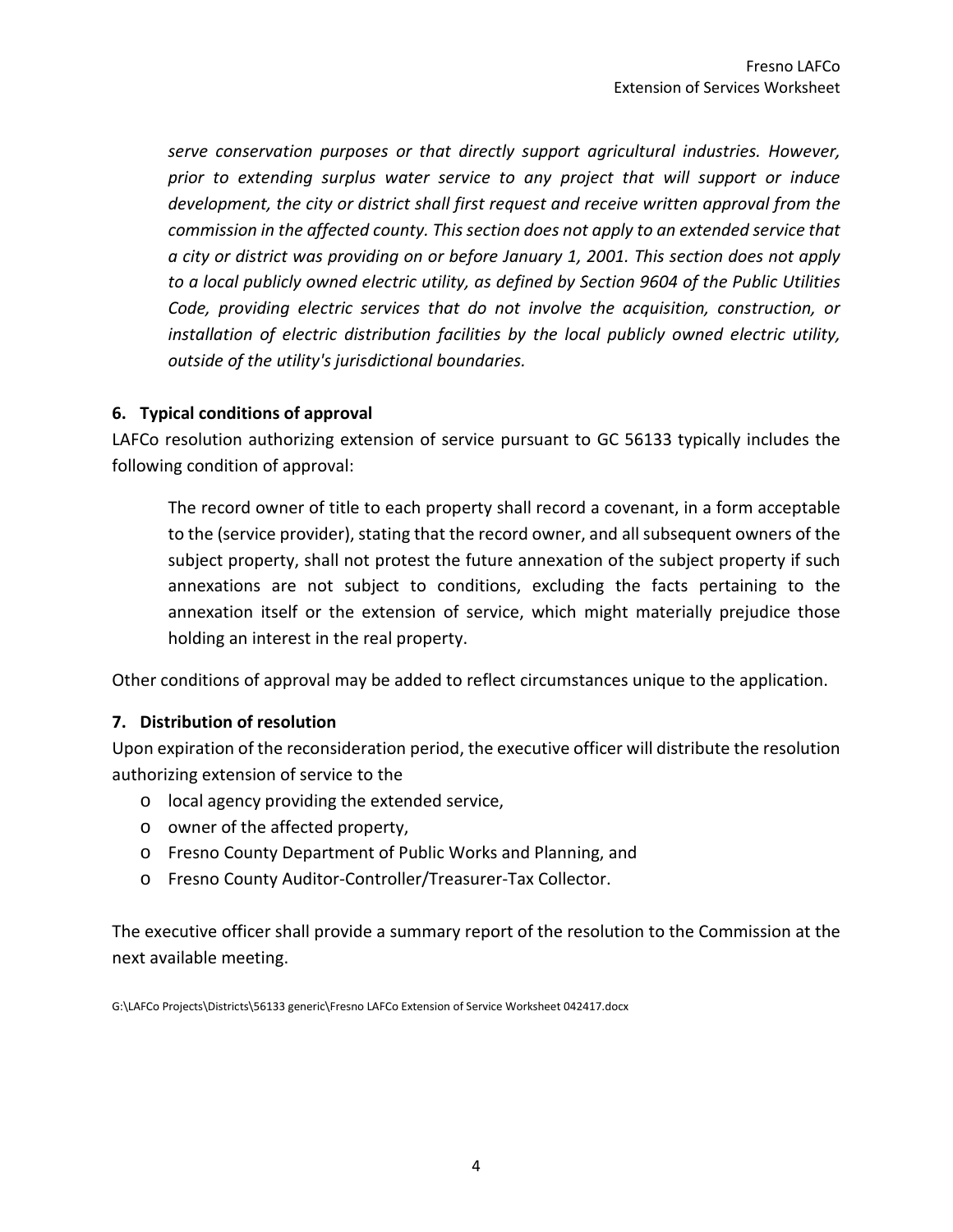*serve conservation purposes or that directly support agricultural industries. However, prior to extending surplus water service to any project that will support or induce development, the city or district shall first request and receive written approval from the commission in the affected county. This section does not apply to an extended service that a city or district was providing on or before January 1, 2001. This section does not apply to a local publicly owned electric utility, as defined by Section 9604 of the Public Utilities Code, providing electric services that do not involve the acquisition, construction, or installation of electric distribution facilities by the local publicly owned electric utility, outside of the utility's jurisdictional boundaries.*

## 6. Typical conditions of approval

LAFCo resolution authorizing extension of service pursuant to GC 56133 typically includes the following condition of approval:

> The record owner of title to each property shall record a covenant, in a form acceptable to the (service provider), stating that the record owner, and all subsequent owners of the subject property, shall not protest the future annexation of the subject property if such annexations are not subject to conditions, excluding the facts pertaining to the annexation itself or the extension of service, which might materially prejudice those holding an interest in the real property.

Other conditions of approval may be added to reflect circumstances unique to the application.

## 7. Distribution of resolution

Upon expiration of the reconsideration period, the executive officer will distribute the resolution authorizing extension of service to the

- local agency providing the extended service,
- owner of the affected property,
- Fresno County Department of Public Works and Planning, and
- Fresno County Auditor-Controller/Treasurer-Tax Collector.

The executive officer shall provide a summary report of the resolution to the Commission at the next available meeting.

G:\LAFCo Projects\Districts\56133 generic\Fresno LAFCo Extension of Service Worksheet 042417.docx